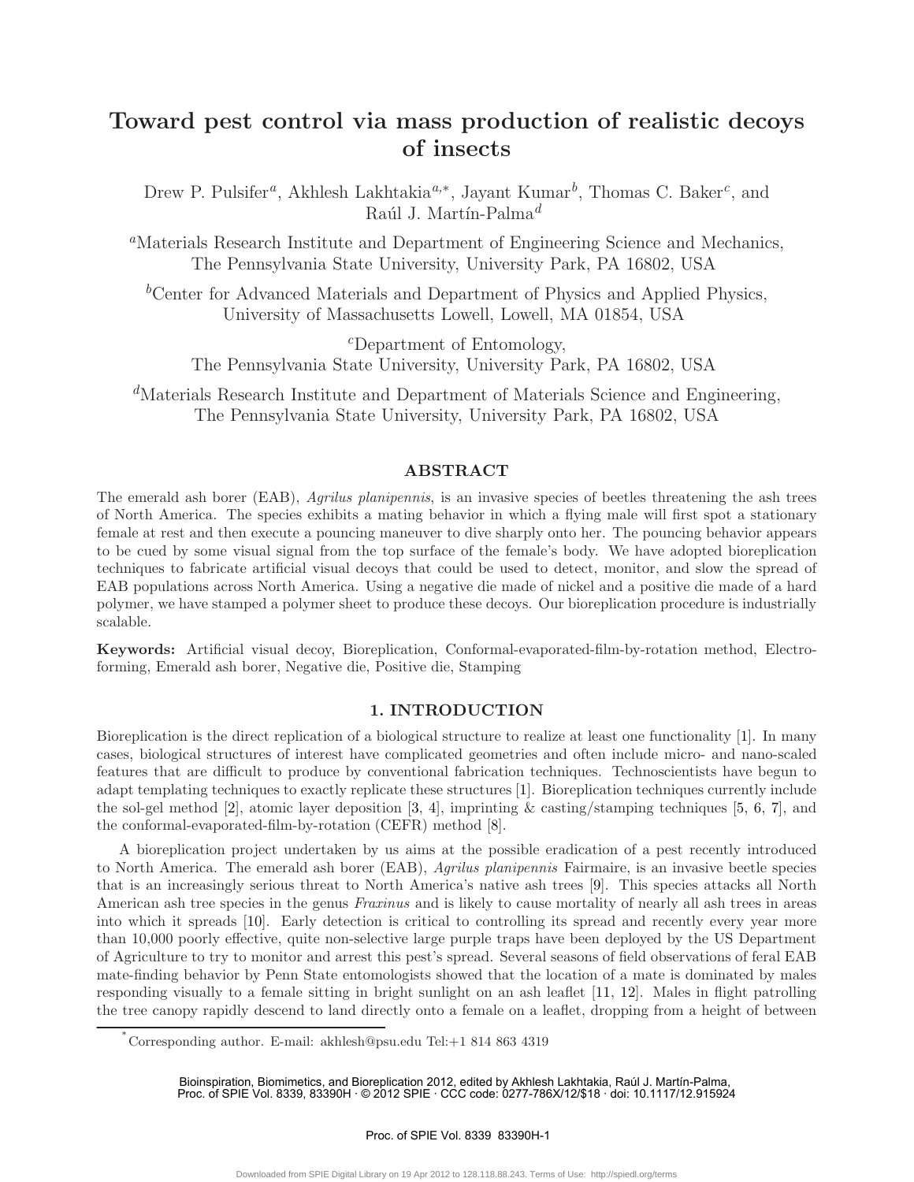# Toward pest control via mass production of realistic decoys of insects

Drew P. Pulsifer[a], Akhlesh Lakhtakia[a,*], Jayant Kumar[b], Thomas C. Baker[c], and Raúl J. Martín-Palma[d]

[a]Materials Research Institute and Department of Engineering Science and Mechanics, The Pennsylvania State University, University Park, PA 16802, USA

[b]Center for Advanced Materials and Department of Physics and Applied Physics, University of Massachusetts Lowell, Lowell, MA 01854, USA

[c]Department of Entomology, The Pennsylvania State University, University Park, PA 16802, USA

[d]Materials Research Institute and Department of Materials Science and Engineering, The Pennsylvania State University, University Park, PA 16802, USA

## ABSTRACT

The emerald ash borer (EAB), *Agrilus planipennis*, is an invasive species of beetles threatening the ash trees of North America. The species exhibits a mating behavior in which a flying male will first spot a stationary female at rest and then execute a pouncing maneuver to dive sharply onto her. The pouncing behavior appears to be cued by some visual signal from the top surface of the female's body. We have adopted bioreplication techniques to fabricate artificial visual decoys that could be used to detect, monitor, and slow the spread of EAB populations across North America. Using a negative die made of nickel and a positive die made of a hard polymer, we have stamped a polymer sheet to produce these decoys. Our bioreplication procedure is industrially scalable.

**Keywords:** Artificial visual decoy, Bioreplication, Conformal-evaporated-film-by-rotation method, Electroforming, Emerald ash borer, Negative die, Positive die, Stamping

## 1. INTRODUCTION

Bioreplication is the direct replication of a biological structure to realize at least one functionality [1]. In many cases, biological structures of interest have complicated geometries and often include micro- and nano-scaled features that are difficult to produce by conventional fabrication techniques. Technoscientists have begun to adapt templating techniques to exactly replicate these structures [1]. Bioreplication techniques currently include the sol-gel method [2], atomic layer deposition [3, 4], imprinting & casting/stamping techniques [5, 6, 7], and the conformal-evaporated-film-by-rotation (CEFR) method [8].

A bioreplication project undertaken by us aims at the possible eradication of a pest recently introduced to North America. The emerald ash borer (EAB), *Agrilus planipennis* Fairmaire, is an invasive beetle species that is an increasingly serious threat to North America's native ash trees [9]. This species attacks all North American ash tree species in the genus *Fraxinus* and is likely to cause mortality of nearly all ash trees in areas into which it spreads [10]. Early detection is critical to controlling its spread and recently every year more than 10,000 poorly effective, quite non-selective large purple traps have been deployed by the US Department of Agriculture to try to monitor and arrest this pest's spread. Several seasons of field observations of feral EAB mate-finding behavior by Penn State entomologists showed that the location of a mate is dominated by males responding visually to a female sitting in bright sunlight on an ash leaflet [11, 12]. Males in flight patrolling the tree canopy rapidly descend to land directly onto a female on a leaflet, dropping from a height of between

*Corresponding author. E-mail: akhlesh@psu.edu Tel:+1 814 863 4319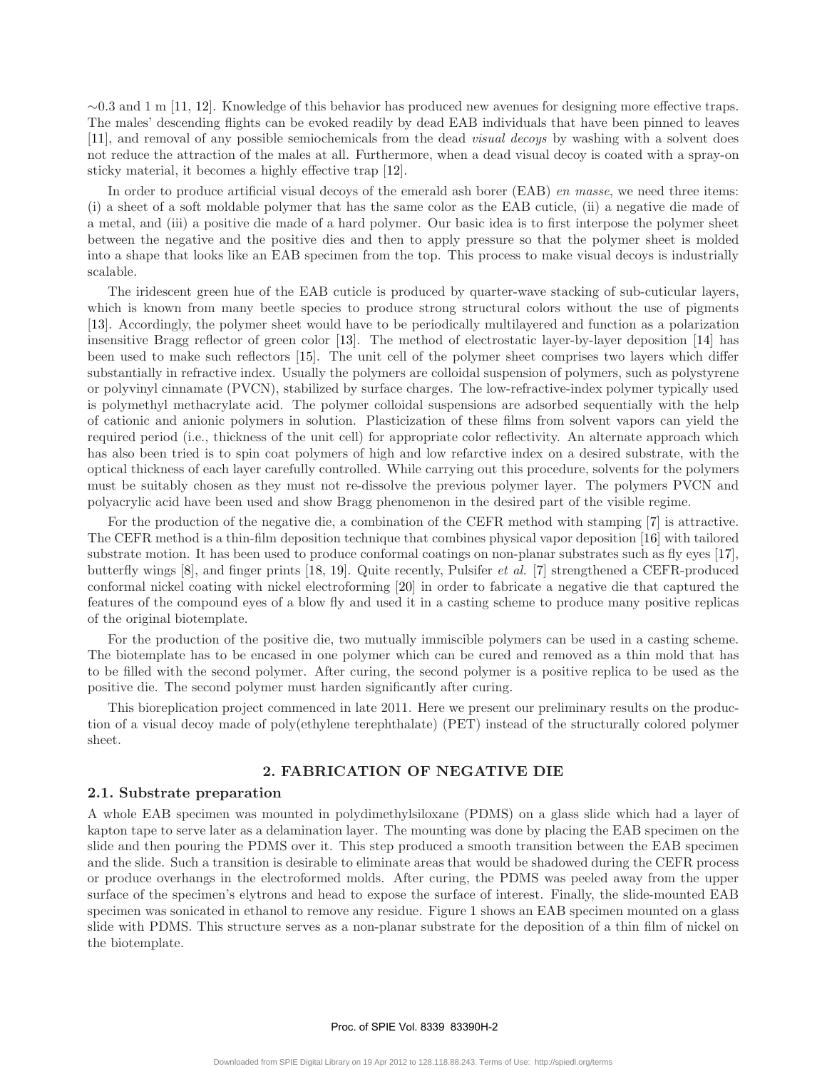∼0.3 and 1 m [11, 12]. Knowledge of this behavior has produced new avenues for designing more effective traps. The males' descending flights can be evoked readily by dead EAB individuals that have been pinned to leaves [11], and removal of any possible semiochemicals from the dead *visual decoys* by washing with a solvent does not reduce the attraction of the males at all. Furthermore, when a dead visual decoy is coated with a spray-on sticky material, it becomes a highly effective trap [12].

In order to produce artificial visual decoys of the emerald ash borer (EAB) *en masse*, we need three items: (i) a sheet of a soft moldable polymer that has the same color as the EAB cuticle, (ii) a negative die made of a metal, and (iii) a positive die made of a hard polymer. Our basic idea is to first interpose the polymer sheet between the negative and the positive dies and then to apply pressure so that the polymer sheet is molded into a shape that looks like an EAB specimen from the top. This process to make visual decoys is industrially scalable.

The iridescent green hue of the EAB cuticle is produced by quarter-wave stacking of sub-cuticular layers, which is known from many beetle species to produce strong structural colors without the use of pigments [13]. Accordingly, the polymer sheet would have to be periodically multilayered and function as a polarization insensitive Bragg reflector of green color [13]. The method of electrostatic layer-by-layer deposition [14] has been used to make such reflectors [15]. The unit cell of the polymer sheet comprises two layers which differ substantially in refractive index. Usually the polymers are colloidal suspension of polymers, such as polystyrene or polyvinyl cinnamate (PVCN), stabilized by surface charges. The low-refractive-index polymer typically used is polymethyl methacrylate acid. The polymer colloidal suspensions are adsorbed sequentially with the help of cationic and anionic polymers in solution. Plasticization of these films from solvent vapors can yield the required period (i.e., thickness of the unit cell) for appropriate color reflectivity. An alternate approach which has also been tried is to spin coat polymers of high and low refarctive index on a desired substrate, with the optical thickness of each layer carefully controlled. While carrying out this procedure, solvents for the polymers must be suitably chosen as they must not re-dissolve the previous polymer layer. The polymers PVCN and polyacrylic acid have been used and show Bragg phenomenon in the desired part of the visible regime.

For the production of the negative die, a combination of the CEFR method with stamping [7] is attractive. The CEFR method is a thin-film deposition technique that combines physical vapor deposition [16] with tailored substrate motion. It has been used to produce conformal coatings on non-planar substrates such as fly eyes [17], butterfly wings [8], and finger prints [18, 19]. Quite recently, Pulsifer *et al.* [7] strengthened a CEFR-produced conformal nickel coating with nickel electroforming [20] in order to fabricate a negative die that captured the features of the compound eyes of a blow fly and used it in a casting scheme to produce many positive replicas of the original biotemplate.

For the production of the positive die, two mutually immiscible polymers can be used in a casting scheme. The biotemplate has to be encased in one polymer which can be cured and removed as a thin mold that has to be filled with the second polymer. After curing, the second polymer is a positive replica to be used as the positive die. The second polymer must harden significantly after curing.

This bioreplication project commenced in late 2011. Here we present our preliminary results on the production of a visual decoy made of poly(ethylene terephthalate) (PET) instead of the structurally colored polymer sheet.

## 2. FABRICATION OF NEGATIVE DIE

### 2.1. Substrate preparation

A whole EAB specimen was mounted in polydimethylsiloxane (PDMS) on a glass slide which had a layer of kapton tape to serve later as a delamination layer. The mounting was done by placing the EAB specimen on the slide and then pouring the PDMS over it. This step produced a smooth transition between the EAB specimen and the slide. Such a transition is desirable to eliminate areas that would be shadowed during the CEFR process or produce overhangs in the electroformed molds. After curing, the PDMS was peeled away from the upper surface of the specimen's elytrons and head to expose the surface of interest. Finally, the slide-mounted EAB specimen was sonicated in ethanol to remove any residue. Figure 1 shows an EAB specimen mounted on a glass slide with PDMS. This structure serves as a non-planar substrate for the deposition of a thin film of nickel on the biotemplate.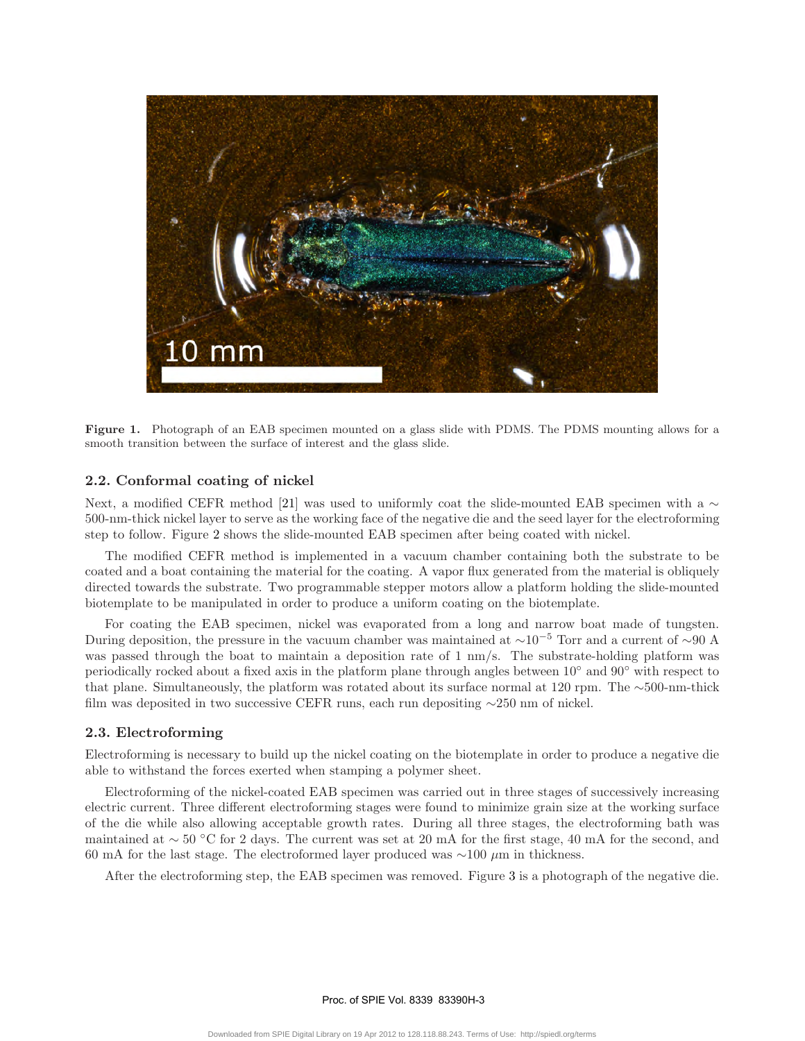Figure 1. Photograph of an EAB specimen mounted on a glass slide with PDMS. The PDMS mounting allows for a smooth transition between the surface of interest and the glass slide.

### 2.2. Conformal coating of nickel

Next, a modified CEFR method [21] was used to uniformly coat the slide-mounted EAB specimen with a $\sim$ 500-nm-thick nickel layer to serve as the working face of the negative die and the seed layer for the electroforming step to follow. Figure 2 shows the slide-mounted EAB specimen after being coated with nickel.

The modified CEFR method is implemented in a vacuum chamber containing both the substrate to be coated and a boat containing the material for the coating. A vapor flux generated from the material is obliquely directed towards the substrate. Two programmable stepper motors allow a platform holding the slide-mounted biotemplate to be manipulated in order to produce a uniform coating on the biotemplate.

For coating the EAB specimen, nickel was evaporated from a long and narrow boat made of tungsten. During deposition, the pressure in the vacuum chamber was maintained at $\sim 10^{-5}$ Torr and a current of $\sim$90 A was passed through the boat to maintain a deposition rate of 1 nm/s. The substrate-holding platform was periodically rocked about a fixed axis in the platform plane through angles between 10° and 90° with respect to that plane. Simultaneously, the platform was rotated about its surface normal at 120 rpm. The $\sim$500-nm-thick film was deposited in two successive CEFR runs, each run depositing $\sim$250 nm of nickel.

### 2.3. Electroforming

Electroforming is necessary to build up the nickel coating on the biotemplate in order to produce a negative die able to withstand the forces exerted when stamping a polymer sheet.

Electroforming of the nickel-coated EAB specimen was carried out in three stages of successively increasing electric current. Three different electroforming stages were found to minimize grain size at the working surface of the die while also allowing acceptable growth rates. During all three stages, the electroforming bath was maintained at $\sim$ 50 °C for 2 days. The current was set at 20 mA for the first stage, 40 mA for the second, and 60 mA for the last stage. The electroformed layer produced was $\sim$100 $\mu$m in thickness.

After the electroforming step, the EAB specimen was removed. Figure 3 is a photograph of the negative die.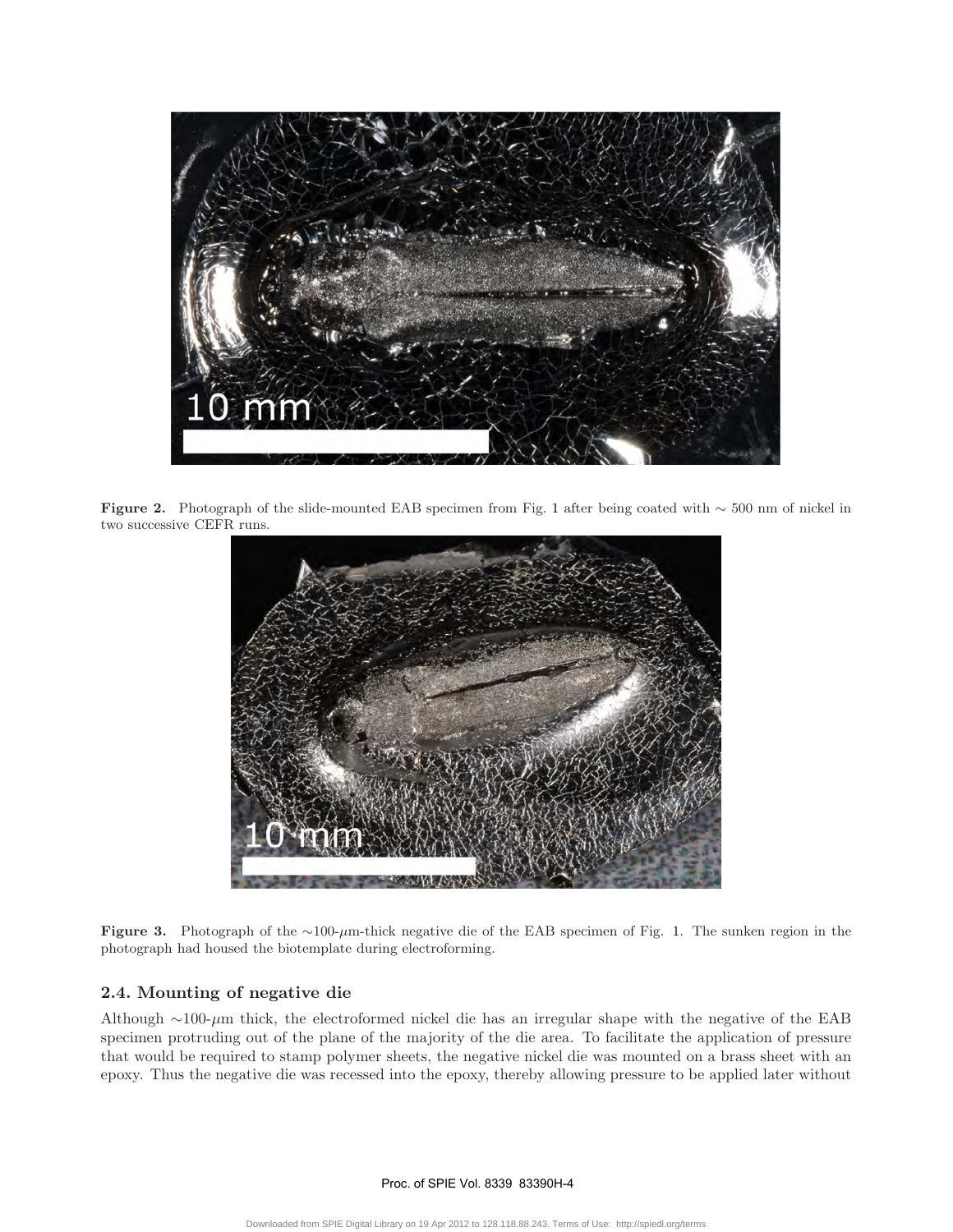**Figure 2.** Photograph of the slide-mounted EAB specimen from Fig. 1 after being coated with $\sim 500$ nm of nickel in two successive CEFR runs.

**Figure 3.** Photograph of the $\sim$100-$\mu$m-thick negative die of the EAB specimen of Fig. 1. The sunken region in the photograph had housed the biotemplate during electroforming.

### 2.4. Mounting of negative die

Although $\sim$100-$\mu$m thick, the electroformed nickel die has an irregular shape with the negative of the EAB specimen protruding out of the plane of the majority of the die area. To facilitate the application of pressure that would be required to stamp polymer sheets, the negative nickel die was mounted on a brass sheet with an epoxy. Thus the negative die was recessed into the epoxy, thereby allowing pressure to be applied later without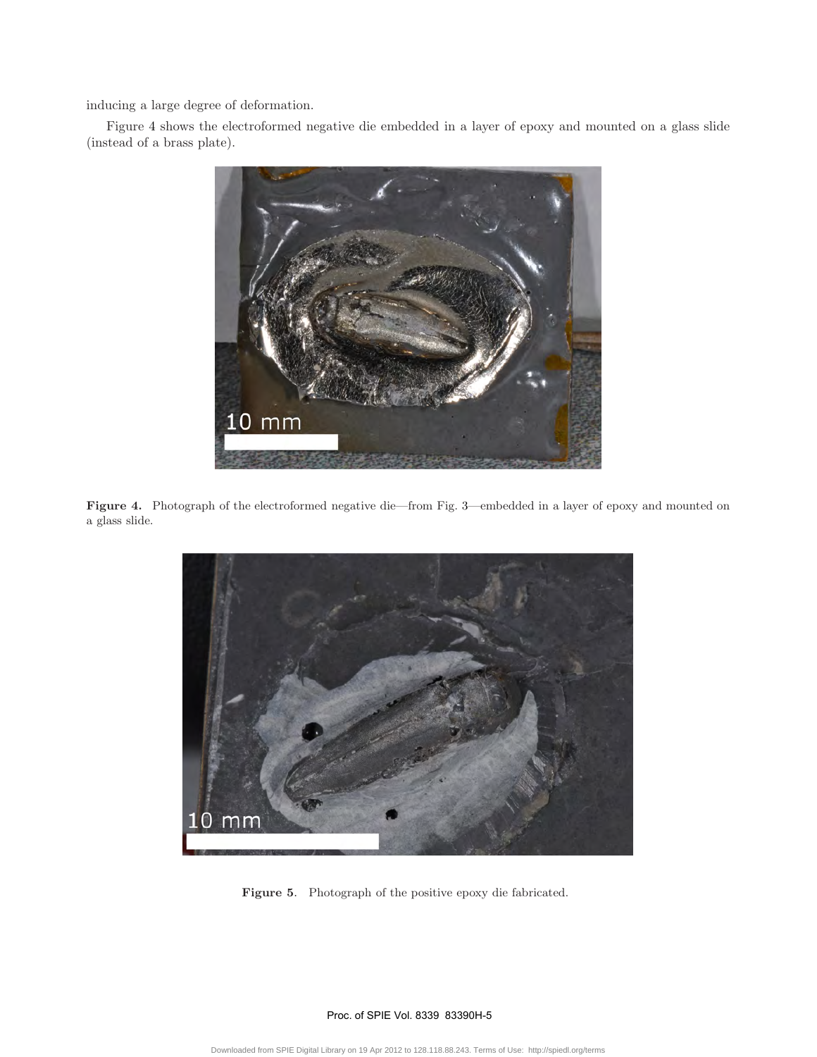inducing a large degree of deformation.

Figure 4 shows the electroformed negative die embedded in a layer of epoxy and mounted on a glass slide (instead of a brass plate).

**Figure 4.** Photograph of the electroformed negative die—from Fig. 3—embedded in a layer of epoxy and mounted on a glass slide.

**Figure 5**. Photograph of the positive epoxy die fabricated.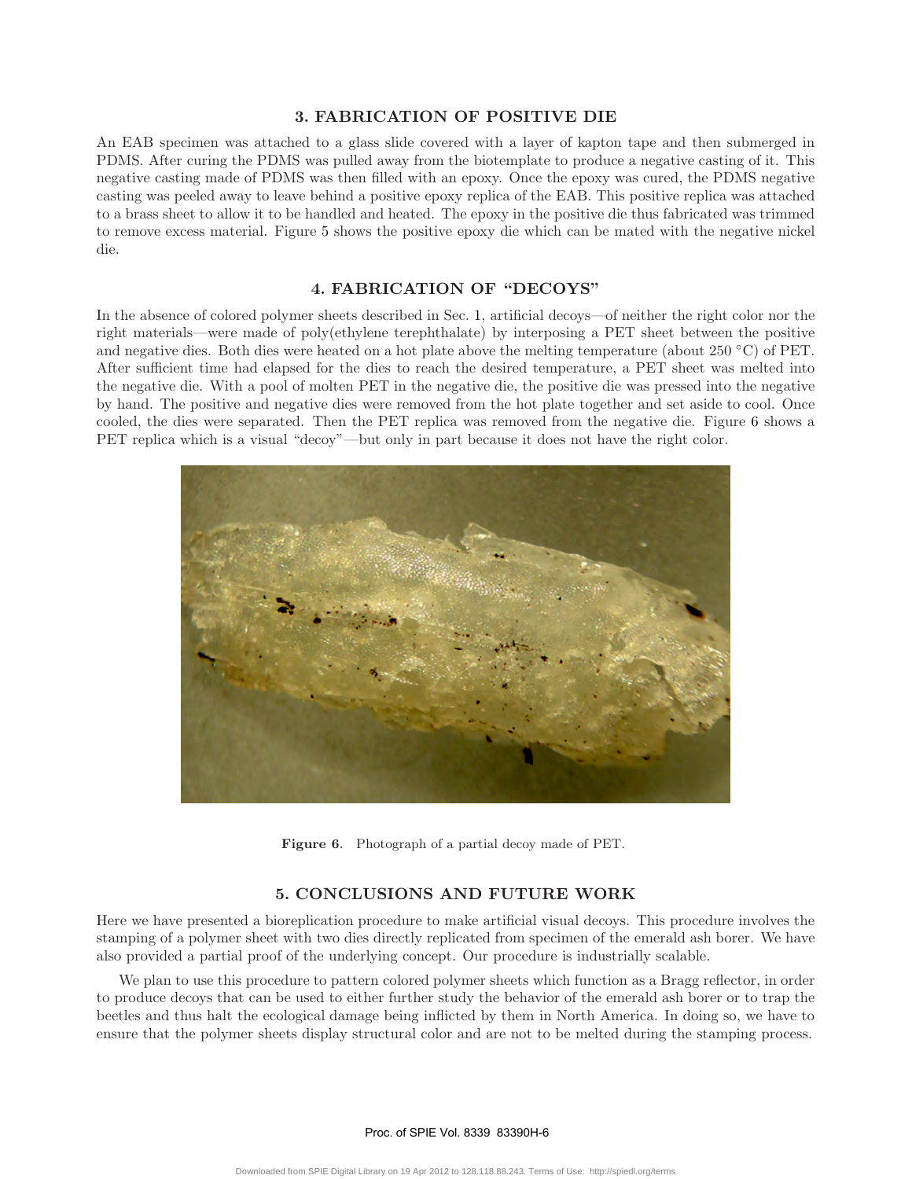## 3. FABRICATION OF POSITIVE DIE

An EAB specimen was attached to a glass slide covered with a layer of kapton tape and then submerged in PDMS. After curing the PDMS was pulled away from the biotemplate to produce a negative casting of it. This negative casting made of PDMS was then filled with an epoxy. Once the epoxy was cured, the PDMS negative casting was peeled away to leave behind a positive epoxy replica of the EAB. This positive replica was attached to a brass sheet to allow it to be handled and heated. The epoxy in the positive die thus fabricated was trimmed to remove excess material. Figure 5 shows the positive epoxy die which can be mated with the negative nickel die.

## 4. FABRICATION OF "DECOYS"

In the absence of colored polymer sheets described in Sec. 1, artificial decoys—of neither the right color nor the right materials—were made of poly(ethylene terephthalate) by interposing a PET sheet between the positive and negative dies. Both dies were heated on a hot plate above the melting temperature (about 250 °C) of PET. After sufficient time had elapsed for the dies to reach the desired temperature, a PET sheet was melted into the negative die. With a pool of molten PET in the negative die, the positive die was pressed into the negative by hand. The positive and negative dies were removed from the hot plate together and set aside to cool. Once cooled, the dies were separated. Then the PET replica was removed from the negative die. Figure 6 shows a PET replica which is a visual "decoy"—but only in part because it does not have the right color.

**Figure 6**. Photograph of a partial decoy made of PET.

## 5. CONCLUSIONS AND FUTURE WORK

Here we have presented a bioreplication procedure to make artificial visual decoys. This procedure involves the stamping of a polymer sheet with two dies directly replicated from specimen of the emerald ash borer. We have also provided a partial proof of the underlying concept. Our procedure is industrially scalable.

We plan to use this procedure to pattern colored polymer sheets which function as a Bragg reflector, in order to produce decoys that can be used to either further study the behavior of the emerald ash borer or to trap the beetles and thus halt the ecological damage being inflicted by them in North America. In doing so, we have to ensure that the polymer sheets display structural color and are not to be melted during the stamping process.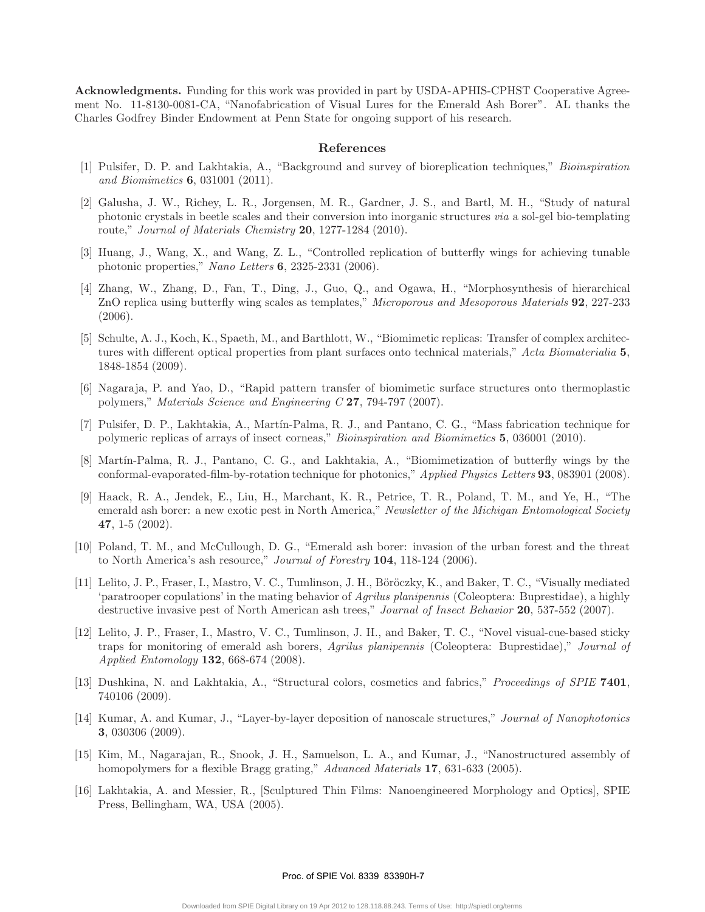**Acknowledgments.** Funding for this work was provided in part by USDA-APHIS-CPHST Cooperative Agreement No. 11-8130-0081-CA, "Nanofabrication of Visual Lures for the Emerald Ash Borer". AL thanks the Charles Godfrey Binder Endowment at Penn State for ongoing support of his research.

## References

[1] Pulsifer, D. P. and Lakhtakia, A., "Background and survey of bioreplication techniques," *Bioinspiration and Biomimetics* **6**, 031001 (2011).

[2] Galusha, J. W., Richey, L. R., Jorgensen, M. R., Gardner, J. S., and Bartl, M. H., "Study of natural photonic crystals in beetle scales and their conversion into inorganic structures *via* a sol-gel bio-templating route," *Journal of Materials Chemistry* **20**, 1277-1284 (2010).

[3] Huang, J., Wang, X., and Wang, Z. L., "Controlled replication of butterfly wings for achieving tunable photonic properties," *Nano Letters* **6**, 2325-2331 (2006).

[4] Zhang, W., Zhang, D., Fan, T., Ding, J., Guo, Q., and Ogawa, H., "Morphosynthesis of hierarchical ZnO replica using butterfly wing scales as templates," *Microporous and Mesoporous Materials* **92**, 227-233 (2006).

[5] Schulte, A. J., Koch, K., Spaeth, M., and Barthlott, W., "Biomimetic replicas: Transfer of complex architectures with different optical properties from plant surfaces onto technical materials," *Acta Biomaterialia* **5**, 1848-1854 (2009).

[6] Nagaraja, P. and Yao, D., "Rapid pattern transfer of biomimetic surface structures onto thermoplastic polymers," *Materials Science and Engineering C* **27**, 794-797 (2007).

[7] Pulsifer, D. P., Lakhtakia, A., Martín-Palma, R. J., and Pantano, C. G., "Mass fabrication technique for polymeric replicas of arrays of insect corneas," *Bioinspiration and Biomimetics* **5**, 036001 (2010).

[8] Martín-Palma, R. J., Pantano, C. G., and Lakhtakia, A., "Biomimetization of butterfly wings by the conformal-evaporated-film-by-rotation technique for photonics," *Applied Physics Letters* **93**, 083901 (2008).

[9] Haack, R. A., Jendek, E., Liu, H., Marchant, K. R., Petrice, T. R., Poland, T. M., and Ye, H., "The emerald ash borer: a new exotic pest in North America," *Newsletter of the Michigan Entomological Society* **47**, 1-5 (2002).

[10] Poland, T. M., and McCullough, D. G., "Emerald ash borer: invasion of the urban forest and the threat to North America's ash resource," *Journal of Forestry* **104**, 118-124 (2006).

[11] Lelito, J. P., Fraser, I., Mastro, V. C., Tumlinson, J. H., Böröczky, K., and Baker, T. C., "Visually mediated 'paratrooper copulations' in the mating behavior of *Agrilus planipennis* (Coleoptera: Buprestidae), a highly destructive invasive pest of North American ash trees," *Journal of Insect Behavior* **20**, 537-552 (2007).

[12] Lelito, J. P., Fraser, I., Mastro, V. C., Tumlinson, J. H., and Baker, T. C., "Novel visual-cue-based sticky traps for monitoring of emerald ash borers, *Agrilus planipennis* (Coleoptera: Buprestidae)," *Journal of Applied Entomology* **132**, 668-674 (2008).

[13] Dushkina, N. and Lakhtakia, A., "Structural colors, cosmetics and fabrics," *Proceedings of SPIE* **7401**, 740106 (2009).

[14] Kumar, A. and Kumar, J., "Layer-by-layer deposition of nanoscale structures," *Journal of Nanophotonics* **3**, 030306 (2009).

[15] Kim, M., Nagarajan, R., Snook, J. H., Samuelson, L. A., and Kumar, J., "Nanostructured assembly of homopolymers for a flexible Bragg grating," *Advanced Materials* **17**, 631-633 (2005).

[16] Lakhtakia, A. and Messier, R., [Sculptured Thin Films: Nanoengineered Morphology and Optics], SPIE Press, Bellingham, WA, USA (2005).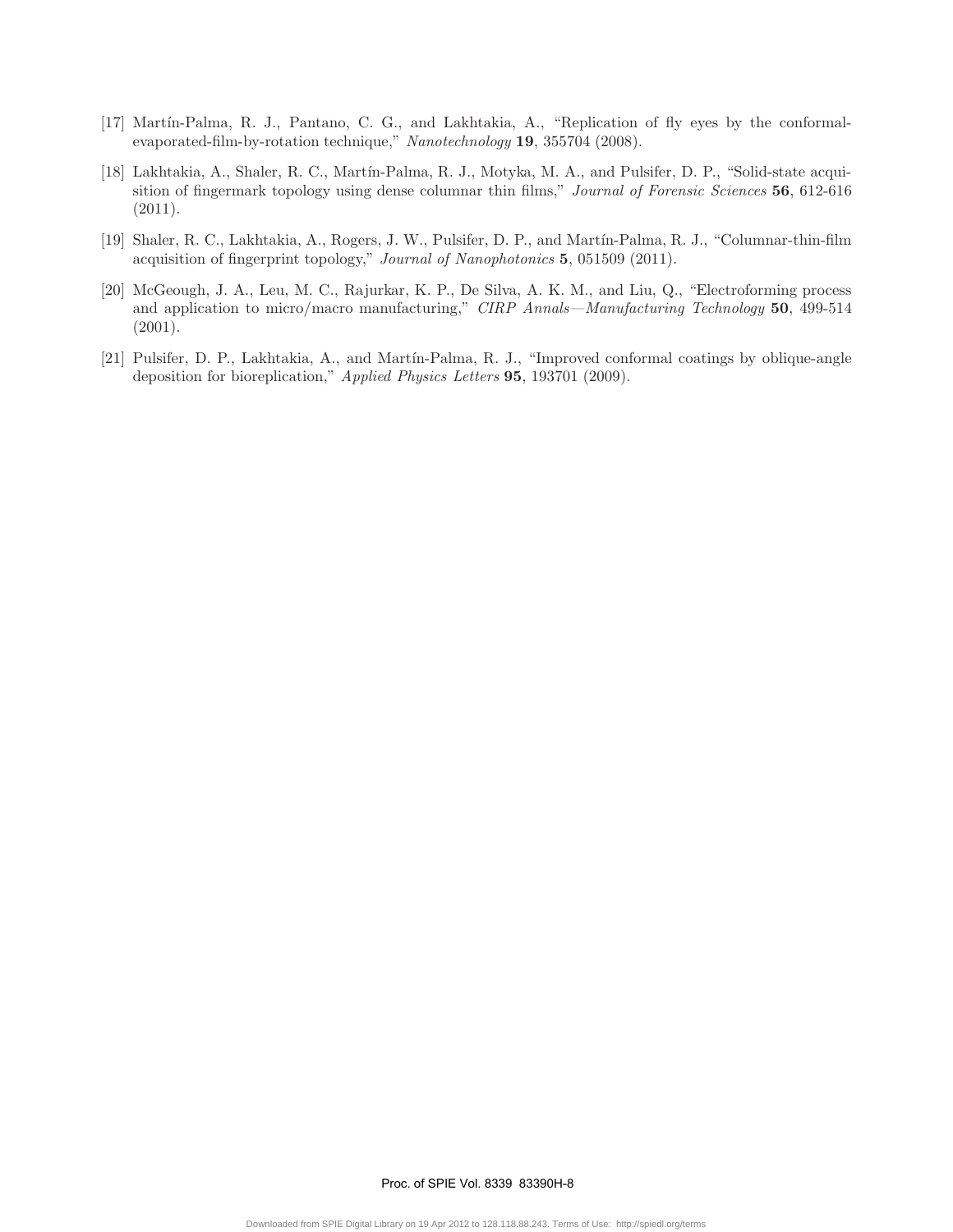[17] Martín-Palma, R. J., Pantano, C. G., and Lakhtakia, A., "Replication of fly eyes by the conformal-evaporated-film-by-rotation technique," *Nanotechnology* **19**, 355704 (2008).

[18] Lakhtakia, A., Shaler, R. C., Martín-Palma, R. J., Motyka, M. A., and Pulsifer, D. P., "Solid-state acquisition of fingermark topology using dense columnar thin films," *Journal of Forensic Sciences* **56**, 612-616 (2011).

[19] Shaler, R. C., Lakhtakia, A., Rogers, J. W., Pulsifer, D. P., and Martín-Palma, R. J., "Columnar-thin-film acquisition of fingerprint topology," *Journal of Nanophotonics* **5**, 051509 (2011).

[20] McGeough, J. A., Leu, M. C., Rajurkar, K. P., De Silva, A. K. M., and Liu, Q., "Electroforming process and application to micro/macro manufacturing," *CIRP Annals—Manufacturing Technology* **50**, 499-514 (2001).

[21] Pulsifer, D. P., Lakhtakia, A., and Martín-Palma, R. J., "Improved conformal coatings by oblique-angle deposition for bioreplication," *Applied Physics Letters* **95**, 193701 (2009).